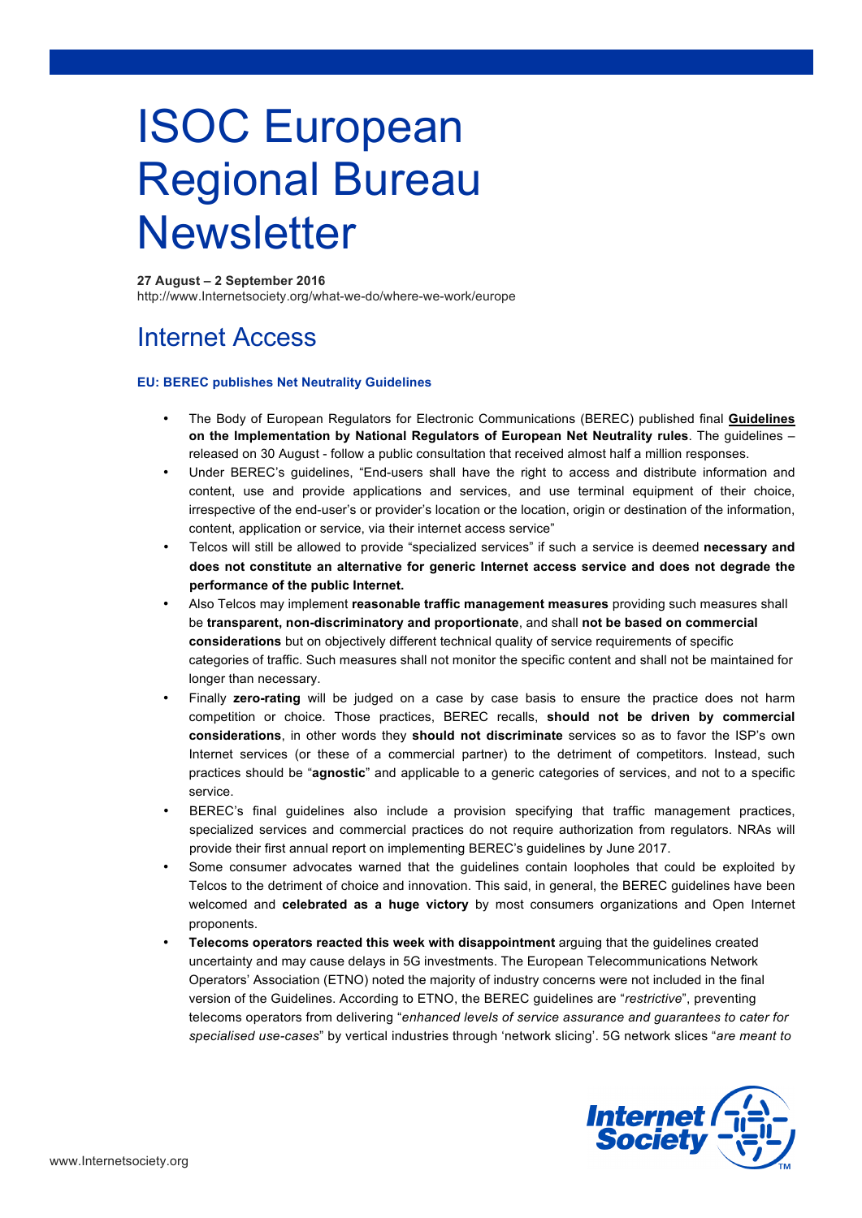# ISOC European Regional Bureau Newsletter

**27 August – 2 September 2016**
http://www.Internetsociety.org/what-we-do/where-we-work/europe

## Internet Access

### EU: BEREC publishes Net Neutrality Guidelines

- The Body of European Regulators for Electronic Communications (BEREC) published final **Guidelines on the Implementation by National Regulators of European Net Neutrality rules**. The guidelines – released on 30 August - follow a public consultation that received almost half a million responses.
- Under BEREC's guidelines, "End-users shall have the right to access and distribute information and content, use and provide applications and services, and use terminal equipment of their choice, irrespective of the end-user's or provider's location or the location, origin or destination of the information, content, application or service, via their internet access service"
- Telcos will still be allowed to provide "specialized services" if such a service is deemed **necessary and does not constitute an alternative for generic Internet access service and does not degrade the performance of the public Internet.**
- Also Telcos may implement **reasonable traffic management measures** providing such measures shall be **transparent, non-discriminatory and proportionate**, and shall **not be based on commercial considerations** but on objectively different technical quality of service requirements of specific categories of traffic. Such measures shall not monitor the specific content and shall not be maintained for longer than necessary.
- Finally **zero-rating** will be judged on a case by case basis to ensure the practice does not harm competition or choice. Those practices, BEREC recalls, **should not be driven by commercial considerations**, in other words they **should not discriminate** services so as to favor the ISP's own Internet services (or these of a commercial partner) to the detriment of competitors. Instead, such practices should be "**agnostic**" and applicable to a generic categories of services, and not to a specific service.
- BEREC's final guidelines also include a provision specifying that traffic management practices, specialized services and commercial practices do not require authorization from regulators. NRAs will provide their first annual report on implementing BEREC's guidelines by June 2017.
- Some consumer advocates warned that the guidelines contain loopholes that could be exploited by Telcos to the detriment of choice and innovation. This said, in general, the BEREC guidelines have been welcomed and **celebrated as a huge victory** by most consumers organizations and Open Internet proponents.
- **Telecoms operators reacted this week with disappointment** arguing that the guidelines created uncertainty and may cause delays in 5G investments. The European Telecommunications Network Operators' Association (ETNO) noted the majority of industry concerns were not included in the final version of the Guidelines. According to ETNO, the BEREC guidelines are "*restrictive*", preventing telecoms operators from delivering "*enhanced levels of service assurance and guarantees to cater for specialised use-cases*" by vertical industries through 'network slicing'. 5G network slices "*are meant to*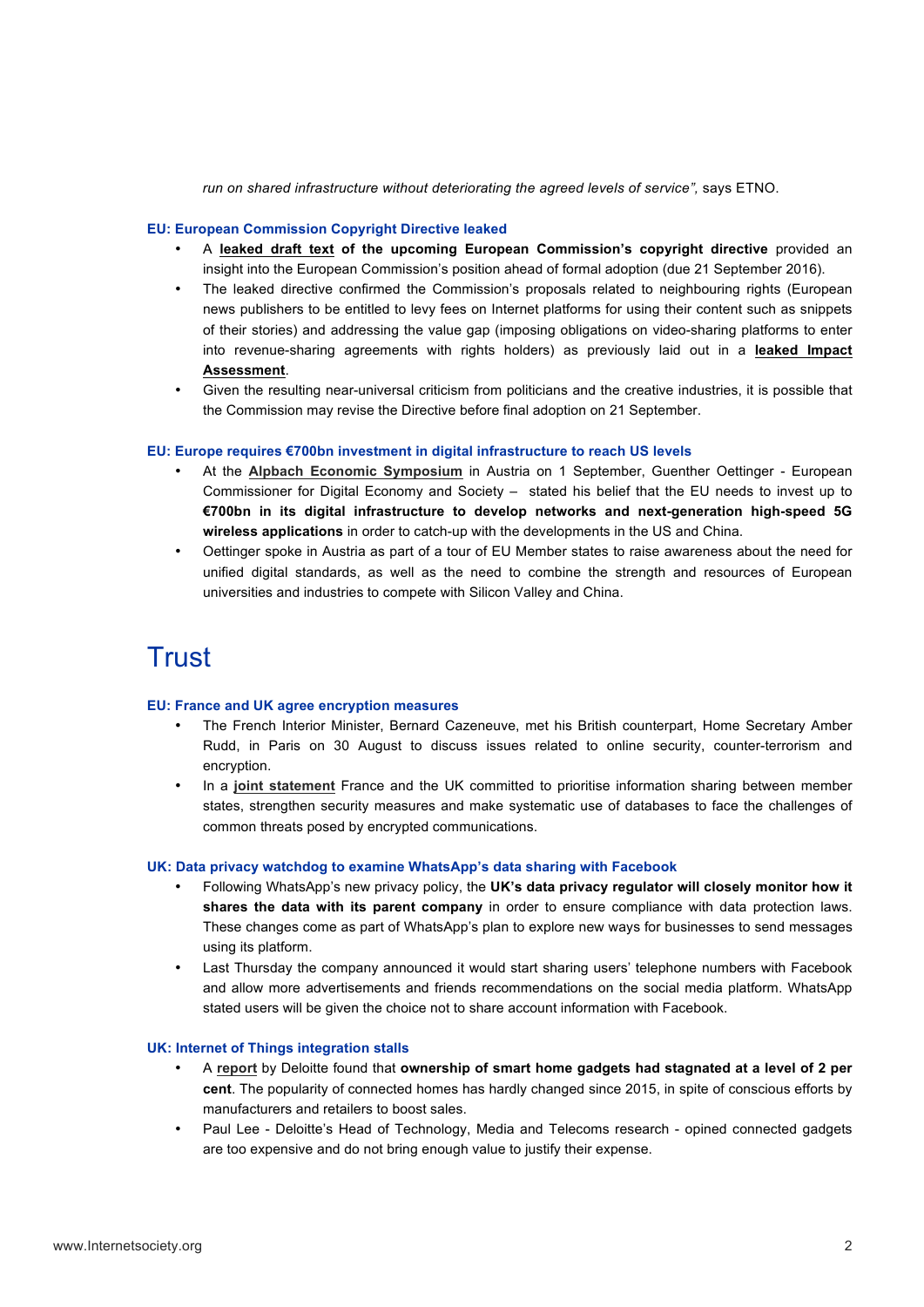*run on shared infrastructure without deteriorating the agreed levels of service"*, says ETNO.

### EU: European Commission Copyright Directive leaked

- A **leaked draft text of the upcoming European Commission's copyright directive** provided an insight into the European Commission's position ahead of formal adoption (due 21 September 2016).
- The leaked directive confirmed the Commission's proposals related to neighbouring rights (European news publishers to be entitled to levy fees on Internet platforms for using their content such as snippets of their stories) and addressing the value gap (imposing obligations on video-sharing platforms to enter into revenue-sharing agreements with rights holders) as previously laid out in a **leaked Impact Assessment**.
- Given the resulting near-universal criticism from politicians and the creative industries, it is possible that the Commission may revise the Directive before final adoption on 21 September.

### EU: Europe requires €700bn investment in digital infrastructure to reach US levels

- At the **Alpbach Economic Symposium** in Austria on 1 September, Guenther Oettinger - European Commissioner for Digital Economy and Society – stated his belief that the EU needs to invest up to **€700bn in its digital infrastructure to develop networks and next-generation high-speed 5G wireless applications** in order to catch-up with the developments in the US and China.
- Oettinger spoke in Austria as part of a tour of EU Member states to raise awareness about the need for unified digital standards, as well as the need to combine the strength and resources of European universities and industries to compete with Silicon Valley and China.

## Trust

### EU: France and UK agree encryption measures

- The French Interior Minister, Bernard Cazeneuve, met his British counterpart, Home Secretary Amber Rudd, in Paris on 30 August to discuss issues related to online security, counter-terrorism and encryption.
- In a **joint statement** France and the UK committed to prioritise information sharing between member states, strengthen security measures and make systematic use of databases to face the challenges of common threats posed by encrypted communications.

### UK: Data privacy watchdog to examine WhatsApp's data sharing with Facebook

- Following WhatsApp's new privacy policy, the **UK's data privacy regulator will closely monitor how it shares the data with its parent company** in order to ensure compliance with data protection laws. These changes come as part of WhatsApp's plan to explore new ways for businesses to send messages using its platform.
- Last Thursday the company announced it would start sharing users' telephone numbers with Facebook and allow more advertisements and friends recommendations on the social media platform. WhatsApp stated users will be given the choice not to share account information with Facebook.

### UK: Internet of Things integration stalls

- A **report** by Deloitte found that **ownership of smart home gadgets had stagnated at a level of 2 per cent**. The popularity of connected homes has hardly changed since 2015, in spite of conscious efforts by manufacturers and retailers to boost sales.
- Paul Lee - Deloitte's Head of Technology, Media and Telecoms research - opined connected gadgets are too expensive and do not bring enough value to justify their expense.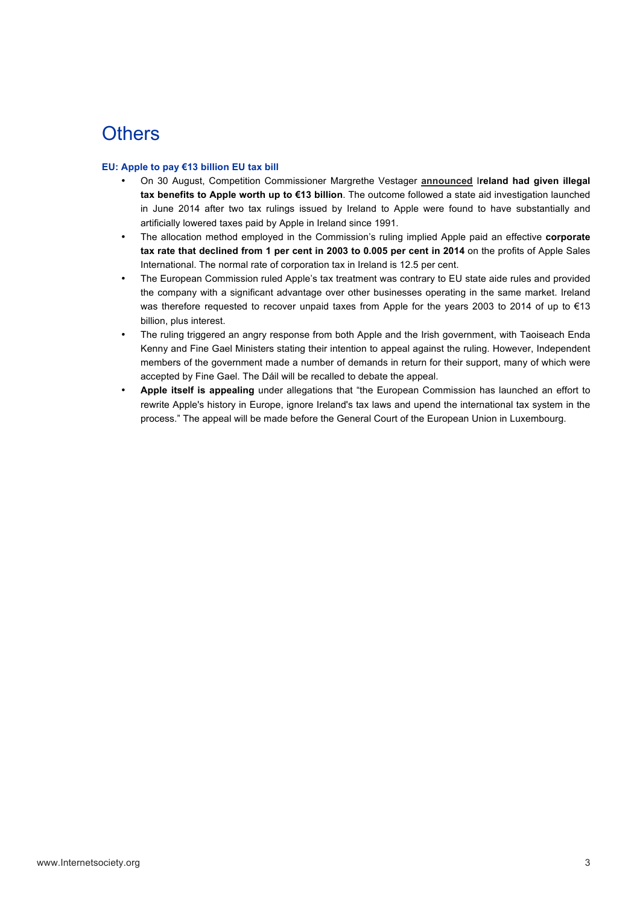# Others

### EU: Apple to pay €13 billion EU tax bill

- On 30 August, Competition Commissioner Margrethe Vestager **announced** I**reland had given illegal tax benefits to Apple worth up to €13 billion**. The outcome followed a state aid investigation launched in June 2014 after two tax rulings issued by Ireland to Apple were found to have substantially and artificially lowered taxes paid by Apple in Ireland since 1991.
- The allocation method employed in the Commission's ruling implied Apple paid an effective **corporate tax rate that declined from 1 per cent in 2003 to 0.005 per cent in 2014** on the profits of Apple Sales International. The normal rate of corporation tax in Ireland is 12.5 per cent.
- The European Commission ruled Apple's tax treatment was contrary to EU state aide rules and provided the company with a significant advantage over other businesses operating in the same market. Ireland was therefore requested to recover unpaid taxes from Apple for the years 2003 to 2014 of up to €13 billion, plus interest.
- The ruling triggered an angry response from both Apple and the Irish government, with Taoiseach Enda Kenny and Fine Gael Ministers stating their intention to appeal against the ruling. However, Independent members of the government made a number of demands in return for their support, many of which were accepted by Fine Gael. The Dáil will be recalled to debate the appeal.
- **Apple itself is appealing** under allegations that "the European Commission has launched an effort to rewrite Apple's history in Europe, ignore Ireland's tax laws and upend the international tax system in the process." The appeal will be made before the General Court of the European Union in Luxembourg.